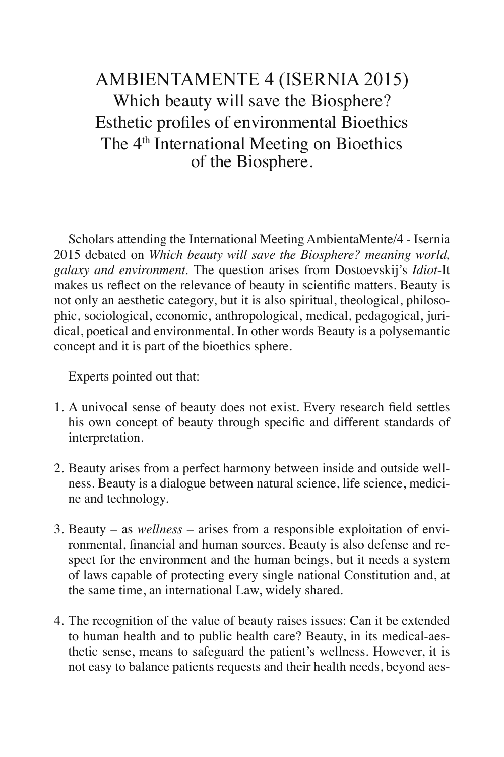# AMBIENTAMENTE 4 (ISERNIA 2015)
## Which beauty will save the Biosphere?
## Esthetic profiles of environmental Bioethics
## The 4th International Meeting on Bioethics of the Biosphere.

Scholars attending the International Meeting AmbientaMente/4 - Isernia 2015 debated on *Which beauty will save the Biosphere? meaning world, galaxy and environment.* The question arises from Dostoevskij's *Idiot*-It makes us reflect on the relevance of beauty in scientific matters. Beauty is not only an aesthetic category, but it is also spiritual, theological, philosophic, sociological, economic, anthropological, medical, pedagogical, juridical, poetical and environmental. In other words Beauty is a polysemantic concept and it is part of the bioethics sphere.

Experts pointed out that:

1. A univocal sense of beauty does not exist. Every research field settles his own concept of beauty through specific and different standards of interpretation.

2. Beauty arises from a perfect harmony between inside and outside wellness. Beauty is a dialogue between natural science, life science, medicine and technology.

3. Beauty – as *wellness* – arises from a responsible exploitation of environmental, financial and human sources. Beauty is also defense and respect for the environment and the human beings, but it needs a system of laws capable of protecting every single national Constitution and, at the same time, an international Law, widely shared.

4. The recognition of the value of beauty raises issues: Can it be extended to human health and to public health care? Beauty, in its medical-aesthetic sense, means to safeguard the patient's wellness. However, it is not easy to balance patients requests and their health needs, beyond aes-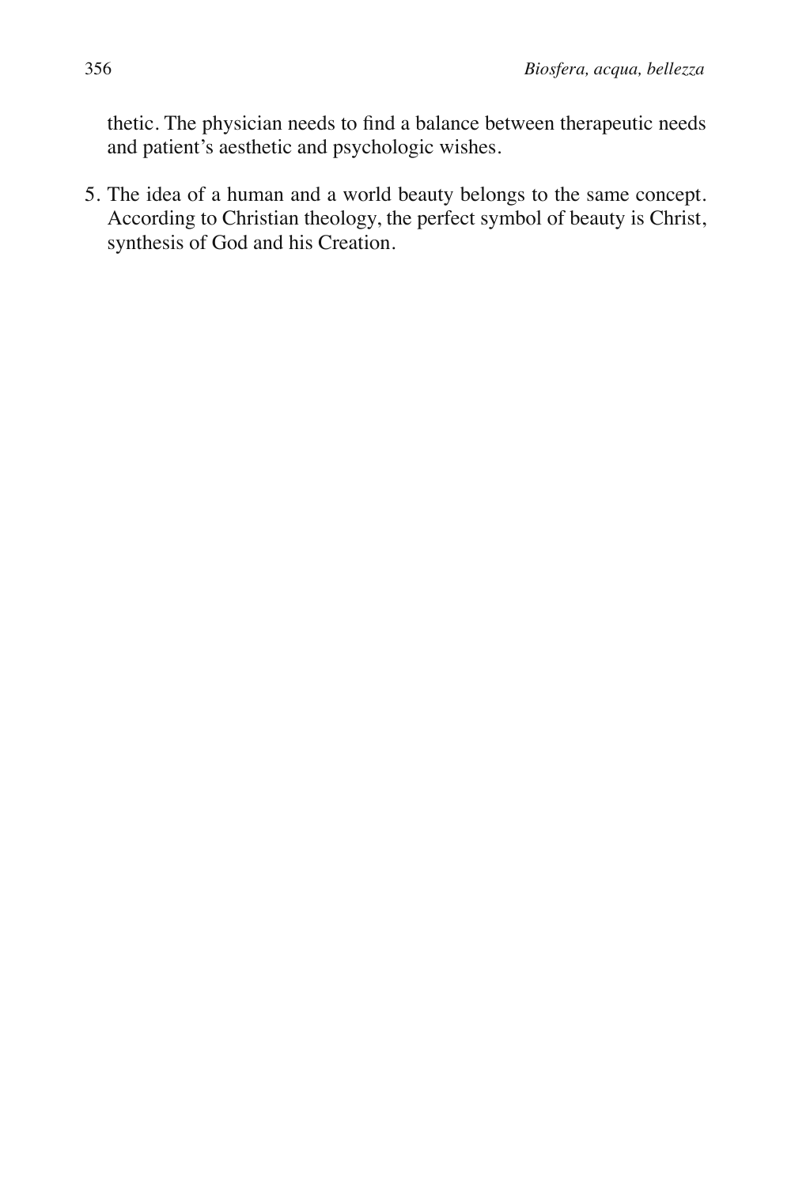thetic. The physician needs to find a balance between therapeutic needs and patient's aesthetic and psychologic wishes.

5. The idea of a human and a world beauty belongs to the same concept. According to Christian theology, the perfect symbol of beauty is Christ, synthesis of God and his Creation.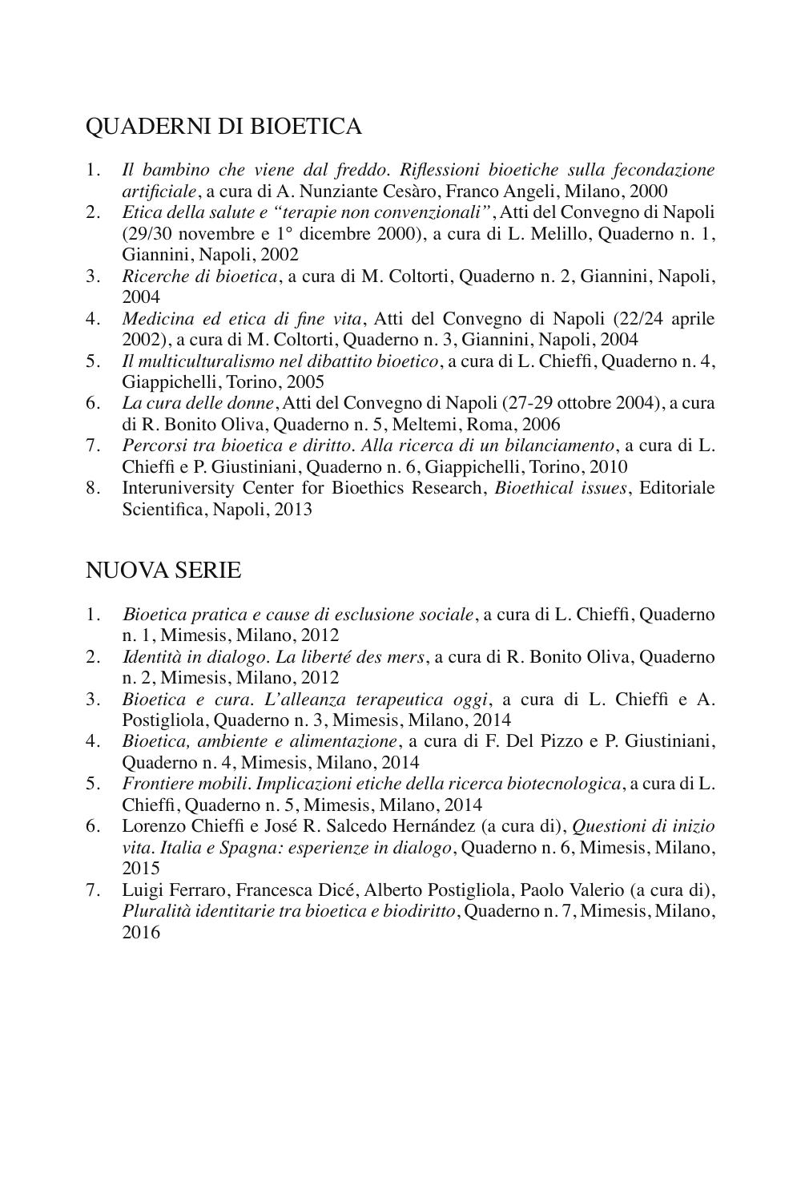## QUADERNI DI BIOETICA

1. *Il bambino che viene dal freddo. Riflessioni bioetiche sulla fecondazione artificiale*, a cura di A. Nunziante Cesàro, Franco Angeli, Milano, 2000
2. *Etica della salute e "terapie non convenzionali"*, Atti del Convegno di Napoli (29/30 novembre e 1° dicembre 2000), a cura di L. Melillo, Quaderno n. 1, Giannini, Napoli, 2002
3. *Ricerche di bioetica*, a cura di M. Coltorti, Quaderno n. 2, Giannini, Napoli, 2004
4. *Medicina ed etica di fine vita*, Atti del Convegno di Napoli (22/24 aprile 2002), a cura di M. Coltorti, Quaderno n. 3, Giannini, Napoli, 2004
5. *Il multiculturalismo nel dibattito bioetico*, a cura di L. Chieffi, Quaderno n. 4, Giappichelli, Torino, 2005
6. *La cura delle donne*, Atti del Convegno di Napoli (27-29 ottobre 2004), a cura di R. Bonito Oliva, Quaderno n. 5, Meltemi, Roma, 2006
7. *Percorsi tra bioetica e diritto. Alla ricerca di un bilanciamento*, a cura di L. Chieffi e P. Giustiniani, Quaderno n. 6, Giappichelli, Torino, 2010
8. Interuniversity Center for Bioethics Research, *Bioethical issues*, Editoriale Scientifica, Napoli, 2013

## NUOVA SERIE

1. *Bioetica pratica e cause di esclusione sociale*, a cura di L. Chieffi, Quaderno n. 1, Mimesis, Milano, 2012
2. *Identità in dialogo. La liberté des mers*, a cura di R. Bonito Oliva, Quaderno n. 2, Mimesis, Milano, 2012
3. *Bioetica e cura. L'alleanza terapeutica oggi*, a cura di L. Chieffi e A. Postigliola, Quaderno n. 3, Mimesis, Milano, 2014
4. *Bioetica, ambiente e alimentazione*, a cura di F. Del Pizzo e P. Giustiniani, Quaderno n. 4, Mimesis, Milano, 2014
5. *Frontiere mobili. Implicazioni etiche della ricerca biotecnologica*, a cura di L. Chieffi, Quaderno n. 5, Mimesis, Milano, 2014
6. Lorenzo Chieffi e José R. Salcedo Hernández (a cura di), *Questioni di inizio vita. Italia e Spagna: esperienze in dialogo*, Quaderno n. 6, Mimesis, Milano, 2015
7. Luigi Ferraro, Francesca Dicé, Alberto Postigliola, Paolo Valerio (a cura di), *Pluralità identitarie tra bioetica e biodiritto*, Quaderno n. 7, Mimesis, Milano, 2016